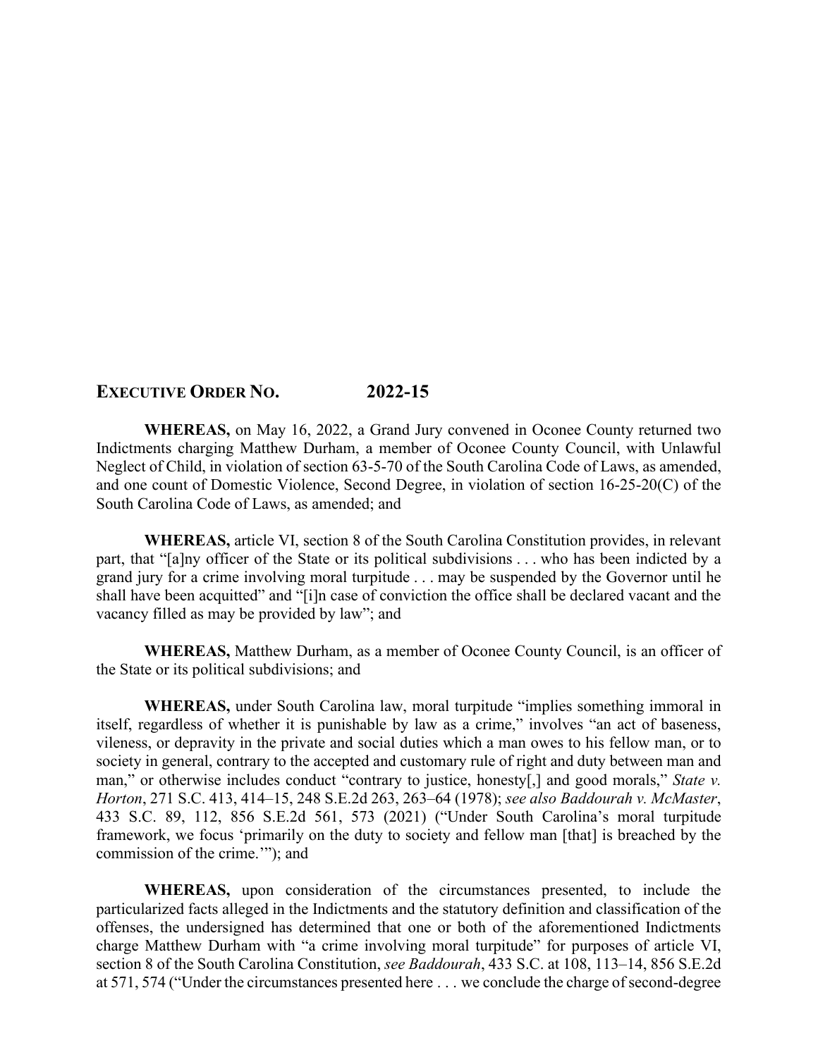## **EXECUTIVE ORDER NO. 2022-15**

**WHEREAS,** on May 16, 2022, a Grand Jury convened in Oconee County returned two Indictments charging Matthew Durham, a member of Oconee County Council, with Unlawful Neglect of Child, in violation of section 63-5-70 of the South Carolina Code of Laws, as amended, and one count of Domestic Violence, Second Degree, in violation of section 16-25-20(C) of the South Carolina Code of Laws, as amended; and

**WHEREAS,** article VI, section 8 of the South Carolina Constitution provides, in relevant part, that "[a]ny officer of the State or its political subdivisions . . . who has been indicted by a grand jury for a crime involving moral turpitude . . . may be suspended by the Governor until he shall have been acquitted" and "[i]n case of conviction the office shall be declared vacant and the vacancy filled as may be provided by law"; and

**WHEREAS,** Matthew Durham, as a member of Oconee County Council, is an officer of the State or its political subdivisions; and

**WHEREAS,** under South Carolina law, moral turpitude "implies something immoral in itself, regardless of whether it is punishable by law as a crime," involves "an act of baseness, vileness, or depravity in the private and social duties which a man owes to his fellow man, or to society in general, contrary to the accepted and customary rule of right and duty between man and man," or otherwise includes conduct "contrary to justice, honesty[,] and good morals," *State v. Horton*, 271 S.C. 413, 414–15, 248 S.E.2d 263, 263–64 (1978); *see also Baddourah v. McMaster*, 433 S.C. 89, 112, 856 S.E.2d 561, 573 (2021) ("Under South Carolina's moral turpitude framework, we focus 'primarily on the duty to society and fellow man [that] is breached by the commission of the crime.'"); and

**WHEREAS,** upon consideration of the circumstances presented, to include the particularized facts alleged in the Indictments and the statutory definition and classification of the offenses, the undersigned has determined that one or both of the aforementioned Indictments charge Matthew Durham with "a crime involving moral turpitude" for purposes of article VI, section 8 of the South Carolina Constitution, *see Baddourah*, 433 S.C. at 108, 113–14, 856 S.E.2d at 571, 574 ("Under the circumstances presented here . . . we conclude the charge of second-degree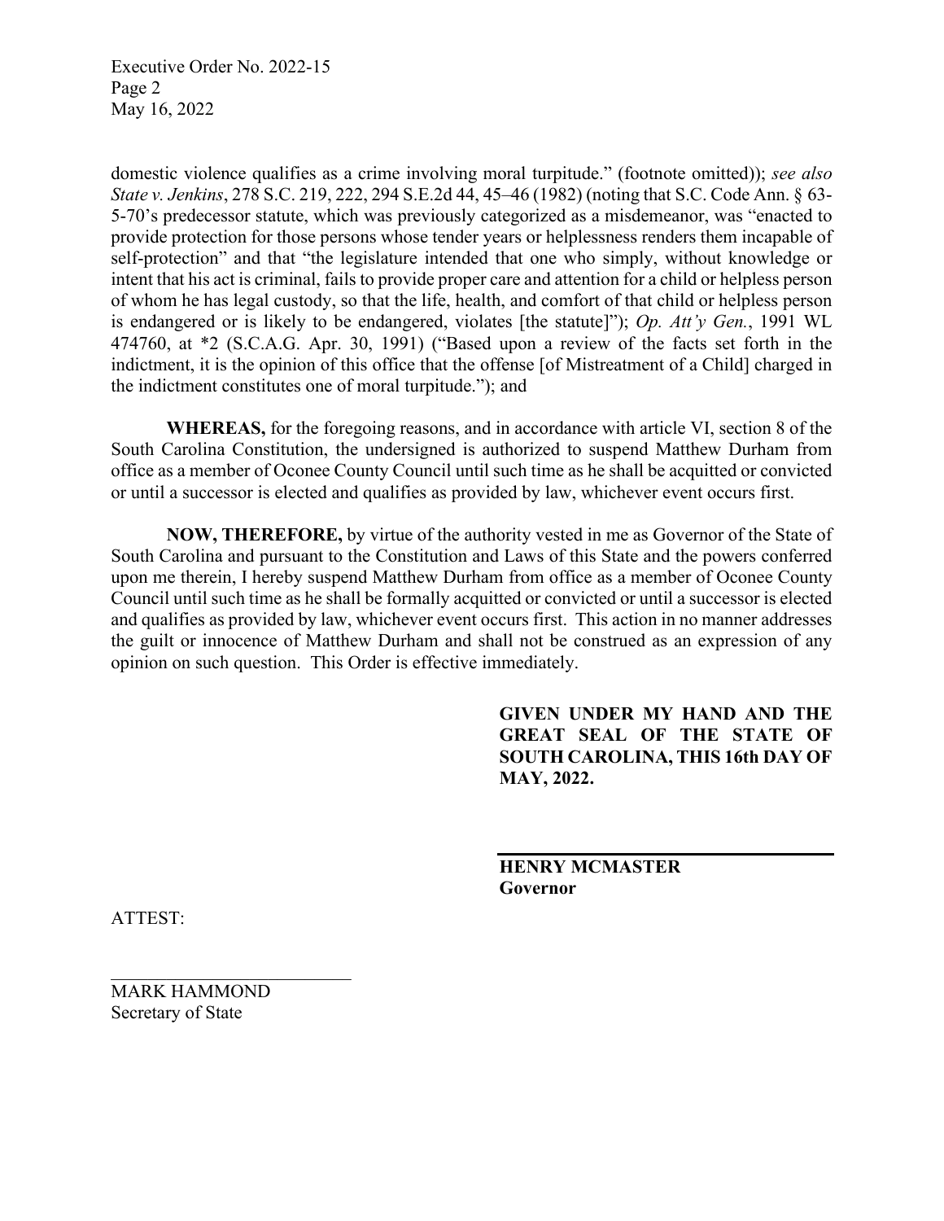domestic violence qualifies as a crime involving moral turpitude." (footnote omitted)); *see also State v. Jenkins*, 278 S.C. 219, 222, 294 S.E.2d 44, 45–46 (1982) (noting that S.C. Code Ann. § 63-5-70's predecessor statute, which was previously categorized as a misdemeanor, was "enacted to provide protection for those persons whose tender years or helplessness renders them incapable of self-protection" and that "the legislature intended that one who simply, without knowledge or intent that his act is criminal, fails to provide proper care and attention for a child or helpless person of whom he has legal custody, so that the life, health, and comfort of that child or helpless person is endangered or is likely to be endangered, violates [the statute]"); *Op. Att'y Gen.*, 1991 WL 474760, at *2 (S.C.A.G. Apr. 30, 1991) ("Based upon a review of the facts set forth in the indictment, it is the opinion of this office that the offense [of Mistreatment of a Child] charged in the indictment constitutes one of moral turpitude."); and

**WHEREAS,** for the foregoing reasons, and in accordance with article VI, section 8 of the South Carolina Constitution, the undersigned is authorized to suspend Matthew Durham from office as a member of Oconee County Council until such time as he shall be acquitted or convicted or until a successor is elected and qualifies as provided by law, whichever event occurs first.

**NOW, THEREFORE,** by virtue of the authority vested in me as Governor of the State of South Carolina and pursuant to the Constitution and Laws of this State and the powers conferred upon me therein, I hereby suspend Matthew Durham from office as a member of Oconee County Council until such time as he shall be formally acquitted or convicted or until a successor is elected and qualifies as provided by law, whichever event occurs first. This action in no manner addresses the guilt or innocence of Matthew Durham and shall not be construed as an expression of any opinion on such question. This Order is effective immediately.

**GIVEN UNDER MY HAND AND THE GREAT SEAL OF THE STATE OF SOUTH CAROLINA, THIS 16th DAY OF MAY, 2022.**

**HENRY MCMASTER**
**Governor**

ATTEST:

MARK HAMMOND
Secretary of State